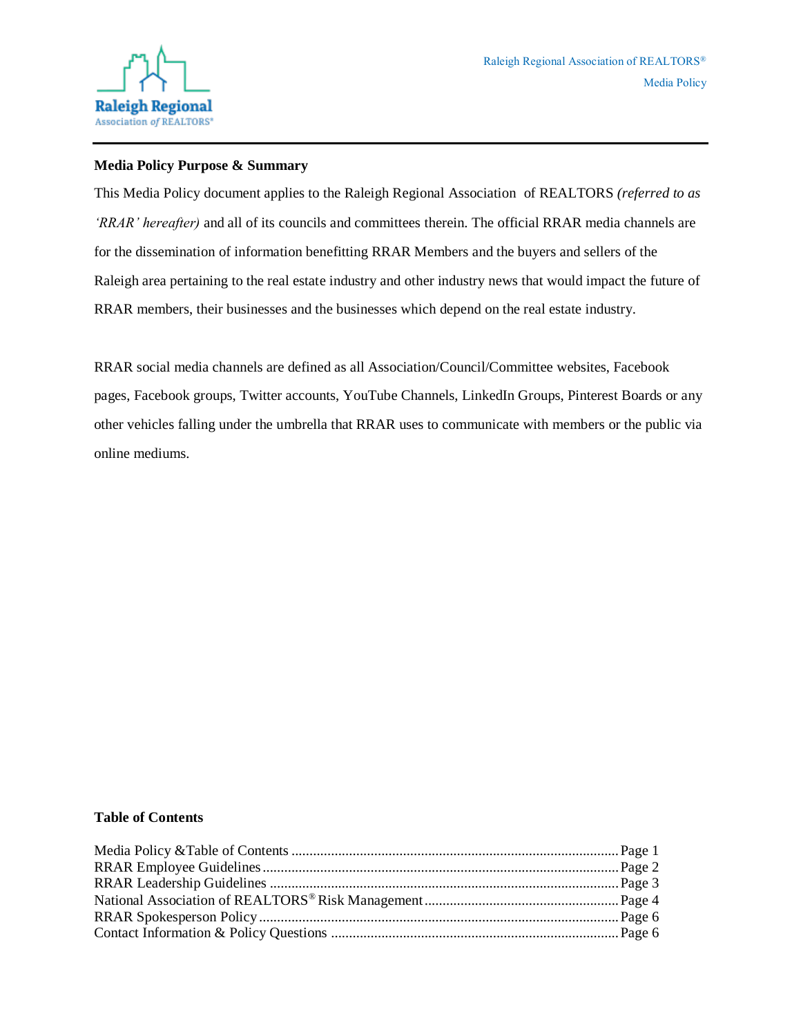## Media Policy Purpose & Summary

This Media Policy document applies to the Raleigh Regional Association of REALTORS *(referred to as 'RRAR' hereafter)* and all of its councils and committees therein. The official RRAR media channels are for the dissemination of information benefitting RRAR Members and the buyers and sellers of the Raleigh area pertaining to the real estate industry and other industry news that would impact the future of RRAR members, their businesses and the businesses which depend on the real estate industry.

RRAR social media channels are defined as all Association/Council/Committee websites, Facebook pages, Facebook groups, Twitter accounts, YouTube Channels, LinkedIn Groups, Pinterest Boards or any other vehicles falling under the umbrella that RRAR uses to communicate with members or the public via online mediums.

## Table of Contents

| Section | Page |
|---|---|
| Media Policy &Table of Contents | Page 1 |
| RRAR Employee Guidelines | Page 2 |
| RRAR Leadership Guidelines | Page 3 |
| National Association of REALTORS® Risk Management | Page 4 |
| RRAR Spokesperson Policy | Page 6 |
| Contact Information & Policy Questions | Page 6 |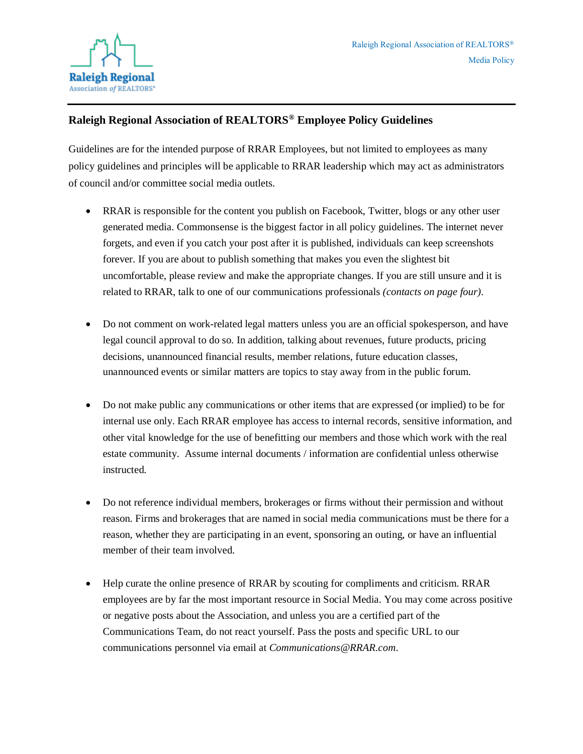## Raleigh Regional Association of REALTORS® Employee Policy Guidelines

Guidelines are for the intended purpose of RRAR Employees, but not limited to employees as many policy guidelines and principles will be applicable to RRAR leadership which may act as administrators of council and/or committee social media outlets.

- RRAR is responsible for the content you publish on Facebook, Twitter, blogs or any other user generated media. Commonsense is the biggest factor in all policy guidelines. The internet never forgets, and even if you catch your post after it is published, individuals can keep screenshots forever. If you are about to publish something that makes you even the slightest bit uncomfortable, please review and make the appropriate changes. If you are still unsure and it is related to RRAR, talk to one of our communications professionals *(contacts on page four)*.

- Do not comment on work-related legal matters unless you are an official spokesperson, and have legal council approval to do so. In addition, talking about revenues, future products, pricing decisions, unannounced financial results, member relations, future education classes, unannounced events or similar matters are topics to stay away from in the public forum.

- Do not make public any communications or other items that are expressed (or implied) to be for internal use only. Each RRAR employee has access to internal records, sensitive information, and other vital knowledge for the use of benefitting our members and those which work with the real estate community. Assume internal documents / information are confidential unless otherwise instructed.

- Do not reference individual members, brokerages or firms without their permission and without reason. Firms and brokerages that are named in social media communications must be there for a reason, whether they are participating in an event, sponsoring an outing, or have an influential member of their team involved.

- Help curate the online presence of RRAR by scouting for compliments and criticism. RRAR employees are by far the most important resource in Social Media. You may come across positive or negative posts about the Association, and unless you are a certified part of the Communications Team, do not react yourself. Pass the posts and specific URL to our communications personnel via email at *Communications@RRAR.com*.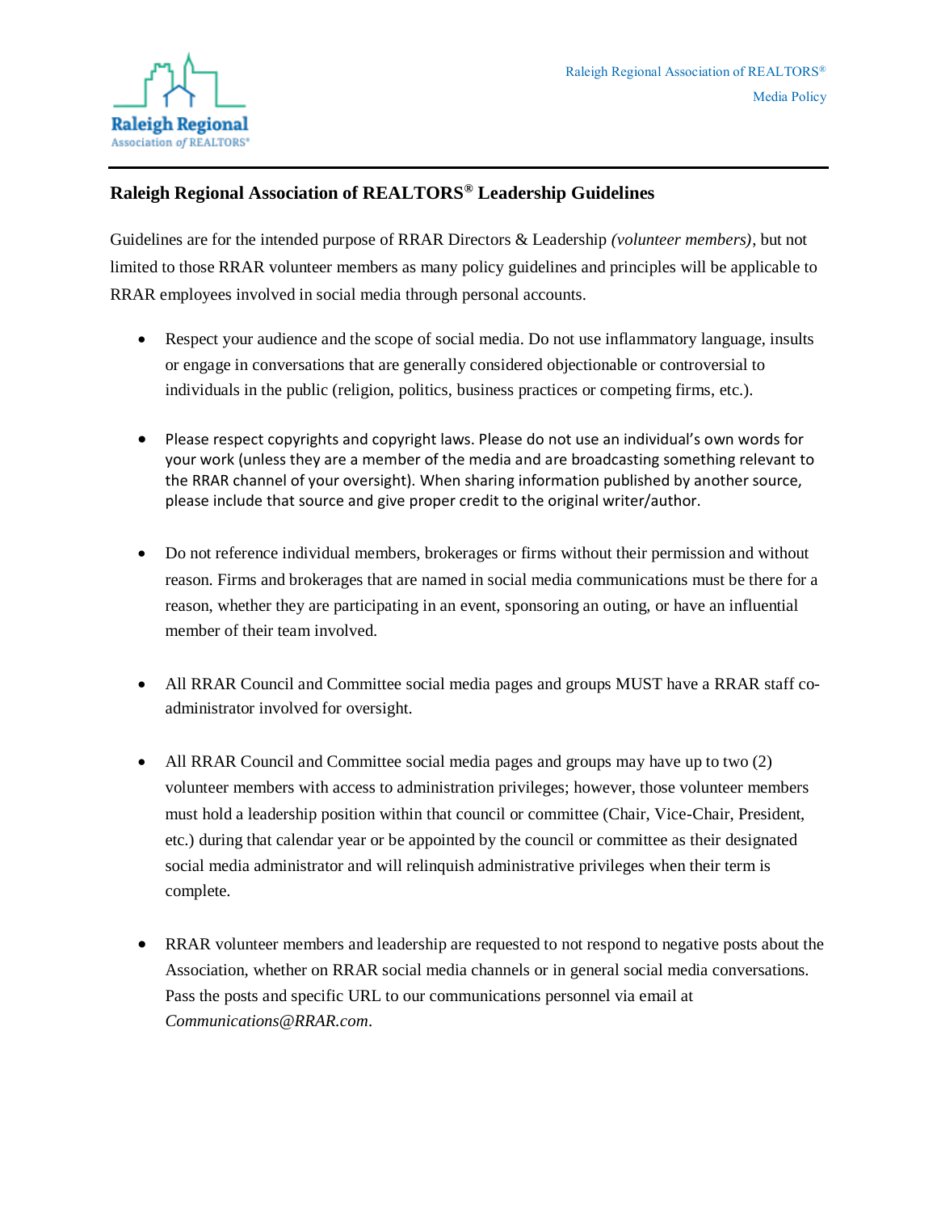## Raleigh Regional Association of REALTORS® Leadership Guidelines

Guidelines are for the intended purpose of RRAR Directors & Leadership *(volunteer members)*, but not limited to those RRAR volunteer members as many policy guidelines and principles will be applicable to RRAR employees involved in social media through personal accounts.

- Respect your audience and the scope of social media. Do not use inflammatory language, insults or engage in conversations that are generally considered objectionable or controversial to individuals in the public (religion, politics, business practices or competing firms, etc.).

- Please respect copyrights and copyright laws. Please do not use an individual's own words for your work (unless they are a member of the media and are broadcasting something relevant to the RRAR channel of your oversight). When sharing information published by another source, please include that source and give proper credit to the original writer/author.

- Do not reference individual members, brokerages or firms without their permission and without reason. Firms and brokerages that are named in social media communications must be there for a reason, whether they are participating in an event, sponsoring an outing, or have an influential member of their team involved.

- All RRAR Council and Committee social media pages and groups MUST have a RRAR staff co-administrator involved for oversight.

- All RRAR Council and Committee social media pages and groups may have up to two (2) volunteer members with access to administration privileges; however, those volunteer members must hold a leadership position within that council or committee (Chair, Vice-Chair, President, etc.) during that calendar year or be appointed by the council or committee as their designated social media administrator and will relinquish administrative privileges when their term is complete.

- RRAR volunteer members and leadership are requested to not respond to negative posts about the Association, whether on RRAR social media channels or in general social media conversations. Pass the posts and specific URL to our communications personnel via email at *Communications@RRAR.com*.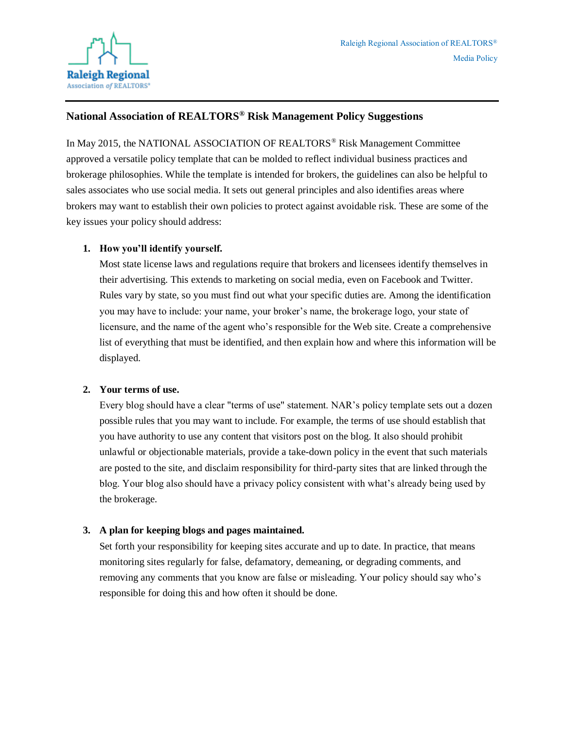## National Association of REALTORS® Risk Management Policy Suggestions

In May 2015, the NATIONAL ASSOCIATION OF REALTORS® Risk Management Committee approved a versatile policy template that can be molded to reflect individual business practices and brokerage philosophies. While the template is intended for brokers, the guidelines can also be helpful to sales associates who use social media. It sets out general principles and also identifies areas where brokers may want to establish their own policies to protect against avoidable risk. These are some of the key issues your policy should address:

1. **How you'll identify yourself.**
   Most state license laws and regulations require that brokers and licensees identify themselves in their advertising. This extends to marketing on social media, even on Facebook and Twitter. Rules vary by state, so you must find out what your specific duties are. Among the identification you may have to include: your name, your broker's name, the brokerage logo, your state of licensure, and the name of the agent who's responsible for the Web site. Create a comprehensive list of everything that must be identified, and then explain how and where this information will be displayed.

2. **Your terms of use.**
   Every blog should have a clear "terms of use" statement. NAR's policy template sets out a dozen possible rules that you may want to include. For example, the terms of use should establish that you have authority to use any content that visitors post on the blog. It also should prohibit unlawful or objectionable materials, provide a take-down policy in the event that such materials are posted to the site, and disclaim responsibility for third-party sites that are linked through the blog. Your blog also should have a privacy policy consistent with what's already being used by the brokerage.

3. **A plan for keeping blogs and pages maintained.**
   Set forth your responsibility for keeping sites accurate and up to date. In practice, that means monitoring sites regularly for false, defamatory, demeaning, or degrading comments, and removing any comments that you know are false or misleading. Your policy should say who's responsible for doing this and how often it should be done.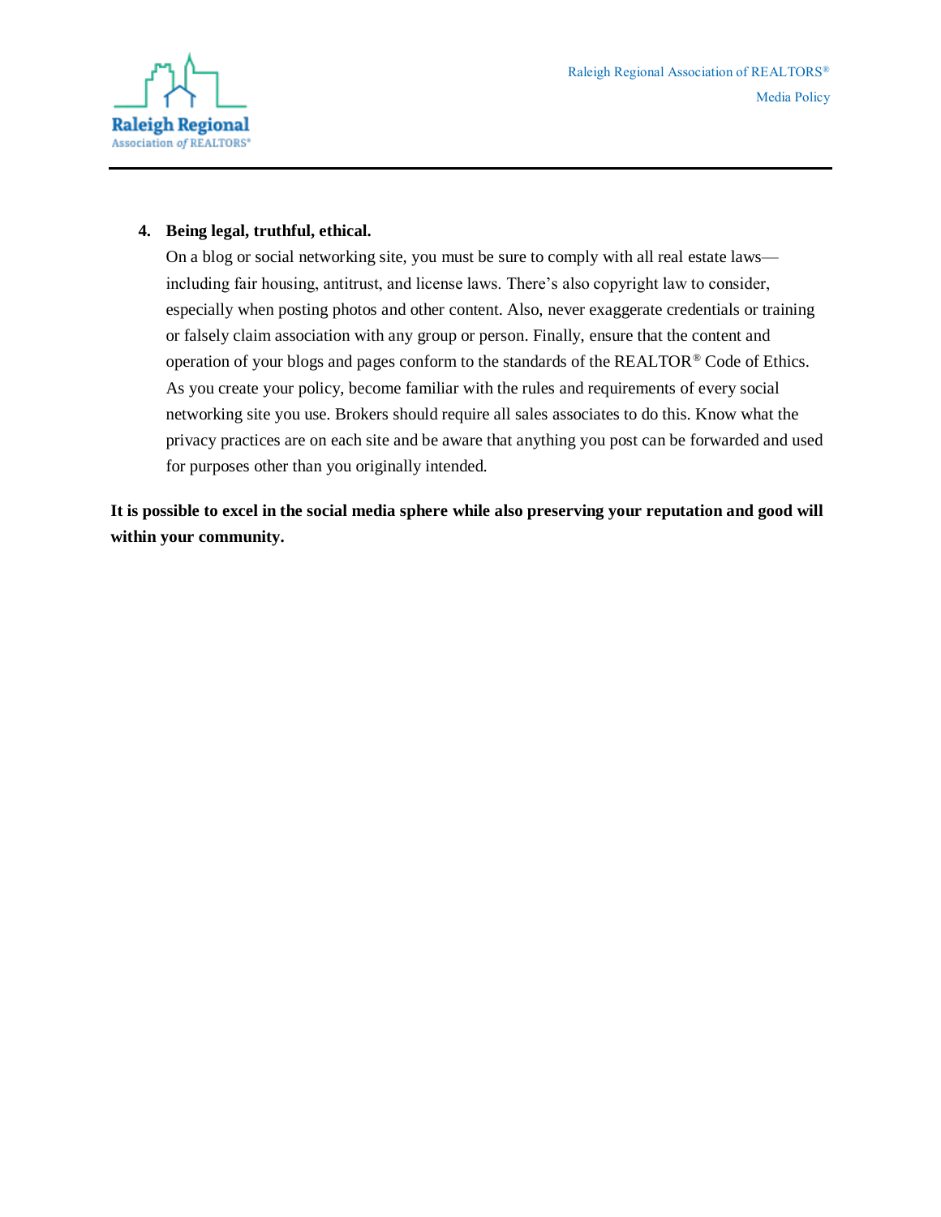4. **Being legal, truthful, ethical.**
   On a blog or social networking site, you must be sure to comply with all real estate laws—including fair housing, antitrust, and license laws. There's also copyright law to consider, especially when posting photos and other content. Also, never exaggerate credentials or training or falsely claim association with any group or person. Finally, ensure that the content and operation of your blogs and pages conform to the standards of the REALTOR® Code of Ethics. As you create your policy, become familiar with the rules and requirements of every social networking site you use. Brokers should require all sales associates to do this. Know what the privacy practices are on each site and be aware that anything you post can be forwarded and used for purposes other than you originally intended.

**It is possible to excel in the social media sphere while also preserving your reputation and good will within your community.**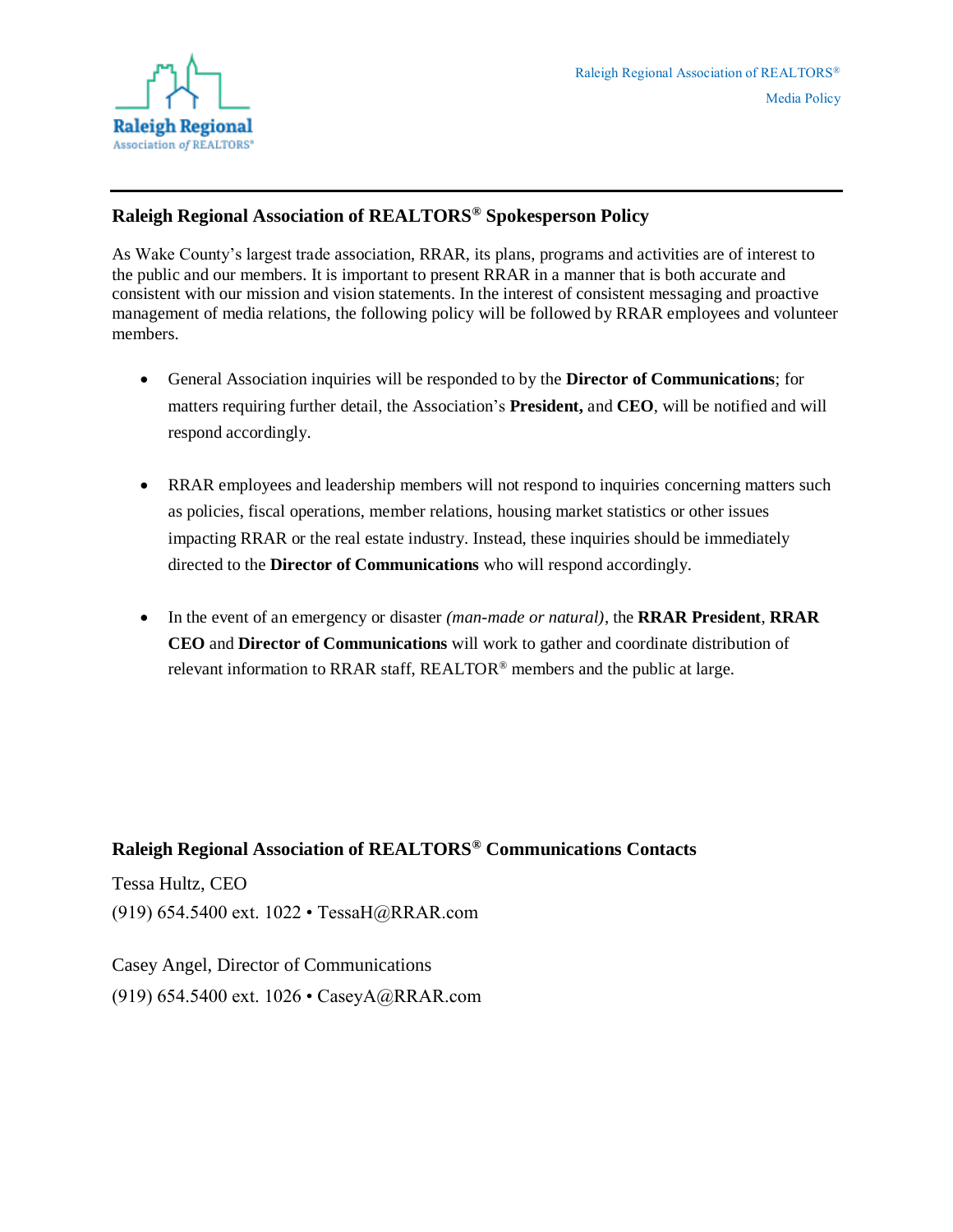## Raleigh Regional Association of REALTORS® Spokesperson Policy

As Wake County's largest trade association, RRAR, its plans, programs and activities are of interest to the public and our members. It is important to present RRAR in a manner that is both accurate and consistent with our mission and vision statements. In the interest of consistent messaging and proactive management of media relations, the following policy will be followed by RRAR employees and volunteer members.

- General Association inquiries will be responded to by the **Director of Communications**; for matters requiring further detail, the Association's **President,** and **CEO**, will be notified and will respond accordingly.

- RRAR employees and leadership members will not respond to inquiries concerning matters such as policies, fiscal operations, member relations, housing market statistics or other issues impacting RRAR or the real estate industry. Instead, these inquiries should be immediately directed to the **Director of Communications** who will respond accordingly.

- In the event of an emergency or disaster *(man-made or natural)*, the **RRAR President**, **RRAR CEO** and **Director of Communications** will work to gather and coordinate distribution of relevant information to RRAR staff, REALTOR® members and the public at large.

## Raleigh Regional Association of REALTORS® Communications Contacts

Tessa Hultz, CEO
(919) 654.5400 ext. 1022 • TessaH@RRAR.com

Casey Angel, Director of Communications
(919) 654.5400 ext. 1026 • CaseyA@RRAR.com